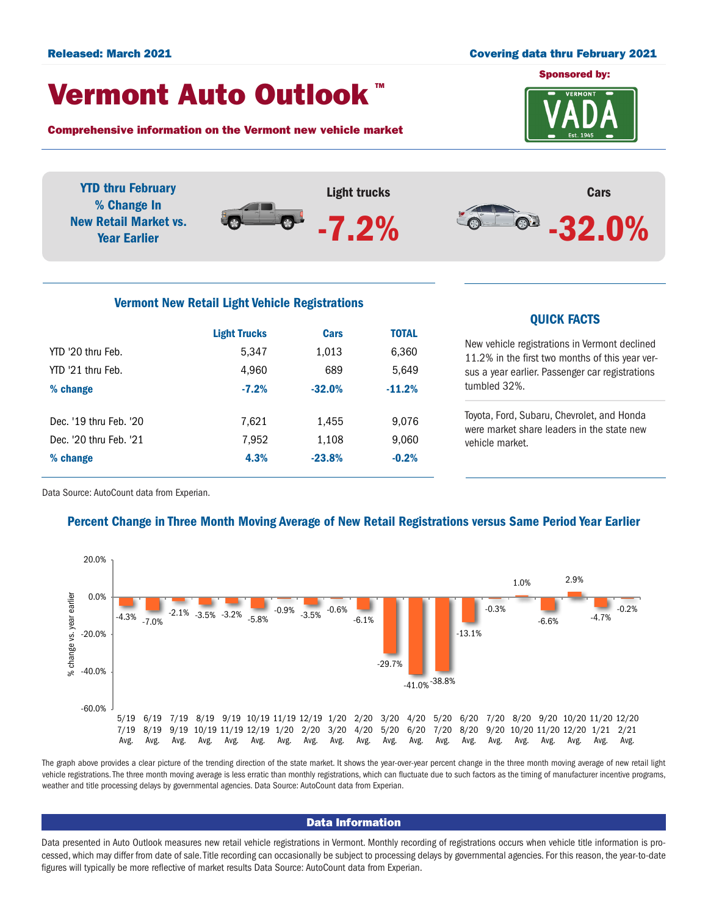**Released: March 2021** **Covering data thru February 2021**

# Vermont Auto Outlook ™

**Comprehensive information on the Vermont new vehicle market**

Sponsored by: VADA

**YTD thru February % Change In New Retail Market vs. Year Earlier**

| Light trucks | Cars |
|---|---|
| -7.2% | -32.0% |

## Vermont New Retail Light Vehicle Registrations

| | Light Trucks | Cars | TOTAL |
|---|---|---|---|
| YTD '20 thru Feb. | 5,347 | 1,013 | 6,360 |
| YTD '21 thru Feb. | 4,960 | 689 | 5,649 |
| **% change** | **-7.2%** | **-32.0%** | **-11.2%** |
| Dec. '19 thru Feb. '20 | 7,621 | 1,455 | 9,076 |
| Dec. '20 thru Feb. '21 | 7,952 | 1,108 | 9,060 |
| **% change** | **4.3%** | **-23.8%** | **-0.2%** |

Data Source: AutoCount data from Experian.

## QUICK FACTS

New vehicle registrations in Vermont declined 11.2% in the first two months of this year versus a year earlier. Passenger car registrations tumbled 32%.

Toyota, Ford, Subaru, Chevrolet, and Honda were market share leaders in the state new vehicle market.

## Percent Change in Three Month Moving Average of New Retail Registrations versus Same Period Year Earlier

| Period | % change vs. year earlier |
|---|---|
| 5/19 7/19 Avg. | -4.3% |
| 6/19 8/19 Avg. | -7.0% |
| 7/19 9/19 Avg. | -2.1% |
| 8/19 10/19 Avg. | -3.5% |
| 9/19 11/19 Avg. | -3.2% |
| 10/19 12/19 Avg. | -5.8% |
| 11/19 1/20 Avg. | -0.9% |
| 12/19 2/20 Avg. | -3.5% |
| 1/20 3/20 Avg. | -0.6% |
| 2/20 4/20 Avg. | -6.1% |
| 3/20 5/20 Avg. | -29.7% |
| 4/20 6/20 Avg. | -41.0% |
| 5/20 7/20 Avg. | -38.8% |
| 6/20 8/20 Avg. | -13.1% |
| 7/20 9/20 Avg. | -0.3% |
| 8/20 10/20 Avg. | 1.0% |
| 9/20 11/20 Avg. | -6.6% |
| 10/20 12/20 Avg. | 2.9% |
| 11/20 1/21 Avg. | -4.7% |
| 12/20 2/21 Avg. | -0.2% |

The graph above provides a clear picture of the trending direction of the state market. It shows the year-over-year percent change in the three month moving average of new retail light vehicle registrations. The three month moving average is less erratic than monthly registrations, which can fluctuate due to such factors as the timing of manufacturer incentive programs, weather and title processing delays by governmental agencies. Data Source: AutoCount data from Experian.

## Data Information

Data presented in Auto Outlook measures new retail vehicle registrations in Vermont. Monthly recording of registrations occurs when vehicle title information is processed, which may differ from date of sale. Title recording can occasionally be subject to processing delays by governmental agencies. For this reason, the year-to-date figures will typically be more reflective of market results Data Source: AutoCount data from Experian.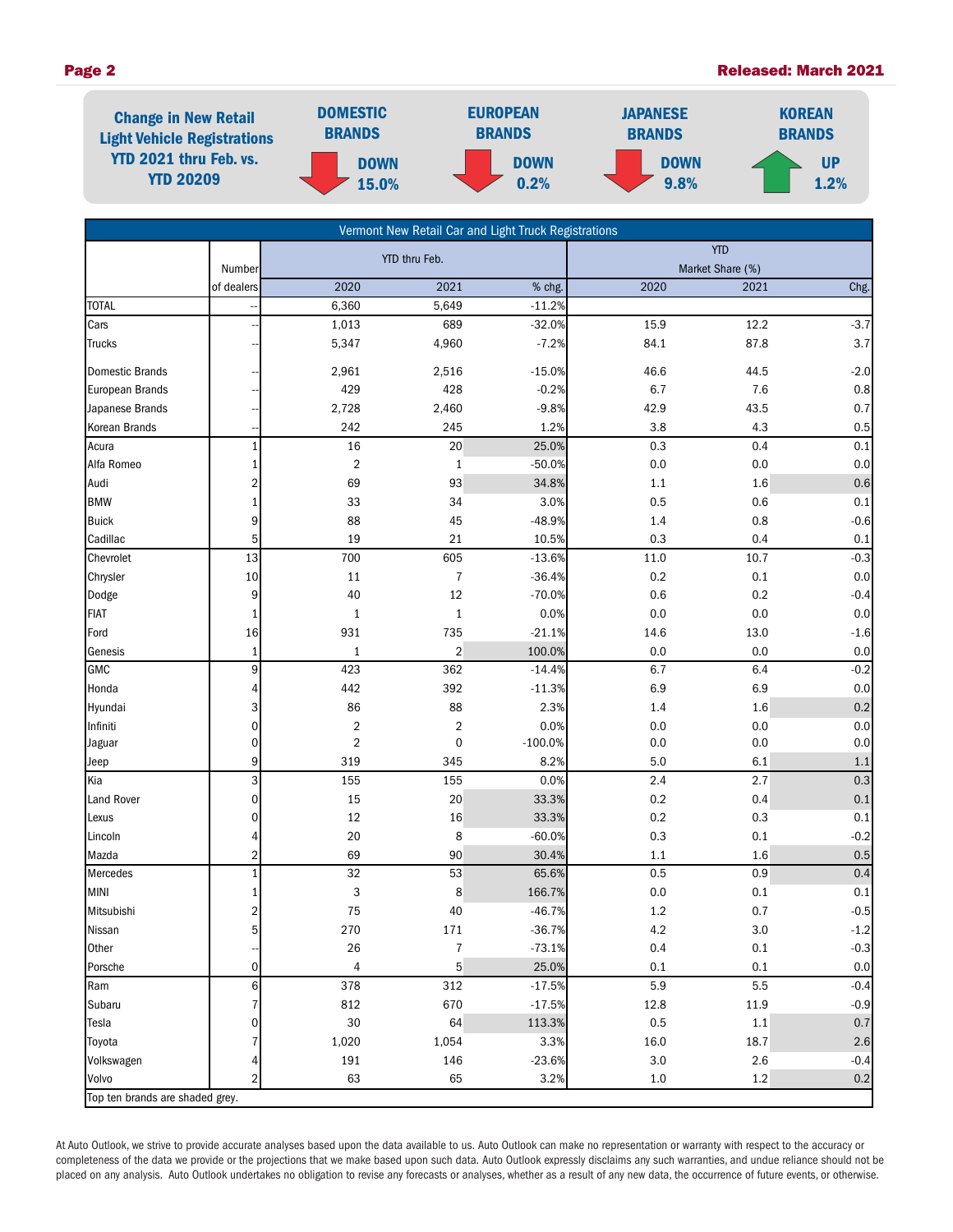**Change in New Retail Light Vehicle Registrations YTD 2021 thru Feb. vs. YTD 20209**

| DOMESTIC BRANDS | EUROPEAN BRANDS | JAPANESE BRANDS | KOREAN BRANDS |
|---|---|---|---|
| DOWN 15.0% | DOWN 0.2% | DOWN 9.8% | UP 1.2% |

| Vermont New Retail Car and Light Truck Registrations | | | | | | | |
|---|---|---|---|---|---|---|---|
| | Number | YTD thru Feb. | | | YTD Market Share (%) | | |
| | of dealers | 2020 | 2021 | % chg. | 2020 | 2021 | Chg. |
| TOTAL | -- | 6,360 | 5,649 | -11.2% | | | |
| Cars | -- | 1,013 | 689 | -32.0% | 15.9 | 12.2 | -3.7 |
| Trucks | -- | 5,347 | 4,960 | -7.2% | 84.1 | 87.8 | 3.7 |
| Domestic Brands | -- | 2,961 | 2,516 | -15.0% | 46.6 | 44.5 | -2.0 |
| European Brands | -- | 429 | 428 | -0.2% | 6.7 | 7.6 | 0.8 |
| Japanese Brands | -- | 2,728 | 2,460 | -9.8% | 42.9 | 43.5 | 0.7 |
| Korean Brands | -- | 242 | 245 | 1.2% | 3.8 | 4.3 | 0.5 |
| Acura | 1 | 16 | 20 | 25.0% | 0.3 | 0.4 | 0.1 |
| Alfa Romeo | 1 | 2 | 1 | -50.0% | 0.0 | 0.0 | 0.0 |
| Audi | 2 | 69 | 93 | 34.8% | 1.1 | 1.6 | 0.6 |
| BMW | 1 | 33 | 34 | 3.0% | 0.5 | 0.6 | 0.1 |
| Buick | 9 | 88 | 45 | -48.9% | 1.4 | 0.8 | -0.6 |
| Cadillac | 5 | 19 | 21 | 10.5% | 0.3 | 0.4 | 0.1 |
| Chevrolet | 13 | 700 | 605 | -13.6% | 11.0 | 10.7 | -0.3 |
| Chrysler | 10 | 11 | 7 | -36.4% | 0.2 | 0.1 | 0.0 |
| Dodge | 9 | 40 | 12 | -70.0% | 0.6 | 0.2 | -0.4 |
| FIAT | 1 | 1 | 1 | 0.0% | 0.0 | 0.0 | 0.0 |
| Ford | 16 | 931 | 735 | -21.1% | 14.6 | 13.0 | -1.6 |
| Genesis | 1 | 1 | 2 | 100.0% | 0.0 | 0.0 | 0.0 |
| GMC | 9 | 423 | 362 | -14.4% | 6.7 | 6.4 | -0.2 |
| Honda | 4 | 442 | 392 | -11.3% | 6.9 | 6.9 | 0.0 |
| Hyundai | 3 | 86 | 88 | 2.3% | 1.4 | 1.6 | 0.2 |
| Infiniti | 0 | 2 | 2 | 0.0% | 0.0 | 0.0 | 0.0 |
| Jaguar | 0 | 2 | 0 | -100.0% | 0.0 | 0.0 | 0.0 |
| Jeep | 9 | 319 | 345 | 8.2% | 5.0 | 6.1 | 1.1 |
| Kia | 3 | 155 | 155 | 0.0% | 2.4 | 2.7 | 0.3 |
| Land Rover | 0 | 15 | 20 | 33.3% | 0.2 | 0.4 | 0.1 |
| Lexus | 0 | 12 | 16 | 33.3% | 0.2 | 0.3 | 0.1 |
| Lincoln | 4 | 20 | 8 | -60.0% | 0.3 | 0.1 | -0.2 |
| Mazda | 2 | 69 | 90 | 30.4% | 1.1 | 1.6 | 0.5 |
| Mercedes | 1 | 32 | 53 | 65.6% | 0.5 | 0.9 | 0.4 |
| MINI | 1 | 3 | 8 | 166.7% | 0.0 | 0.1 | 0.1 |
| Mitsubishi | 2 | 75 | 40 | -46.7% | 1.2 | 0.7 | -0.5 |
| Nissan | 5 | 270 | 171 | -36.7% | 4.2 | 3.0 | -1.2 |
| Other | -- | 26 | 7 | -73.1% | 0.4 | 0.1 | -0.3 |
| Porsche | 0 | 4 | 5 | 25.0% | 0.1 | 0.1 | 0.0 |
| Ram | 6 | 378 | 312 | -17.5% | 5.9 | 5.5 | -0.4 |
| Subaru | 7 | 812 | 670 | -17.5% | 12.8 | 11.9 | -0.9 |
| Tesla | 0 | 30 | 64 | 113.3% | 0.5 | 1.1 | 0.7 |
| Toyota | 7 | 1,020 | 1,054 | 3.3% | 16.0 | 18.7 | 2.6 |
| Volkswagen | 4 | 191 | 146 | -23.6% | 3.0 | 2.6 | -0.4 |
| Volvo | 2 | 63 | 65 | 3.2% | 1.0 | 1.2 | 0.2 |

Top ten brands are shaded grey.

At Auto Outlook, we strive to provide accurate analyses based upon the data available to us. Auto Outlook can make no representation or warranty with respect to the accuracy or completeness of the data we provide or the projections that we make based upon such data. Auto Outlook expressly disclaims any such warranties, and undue reliance should not be placed on any analysis. Auto Outlook undertakes no obligation to revise any forecasts or analyses, whether as a result of any new data, the occurrence of future events, or otherwise.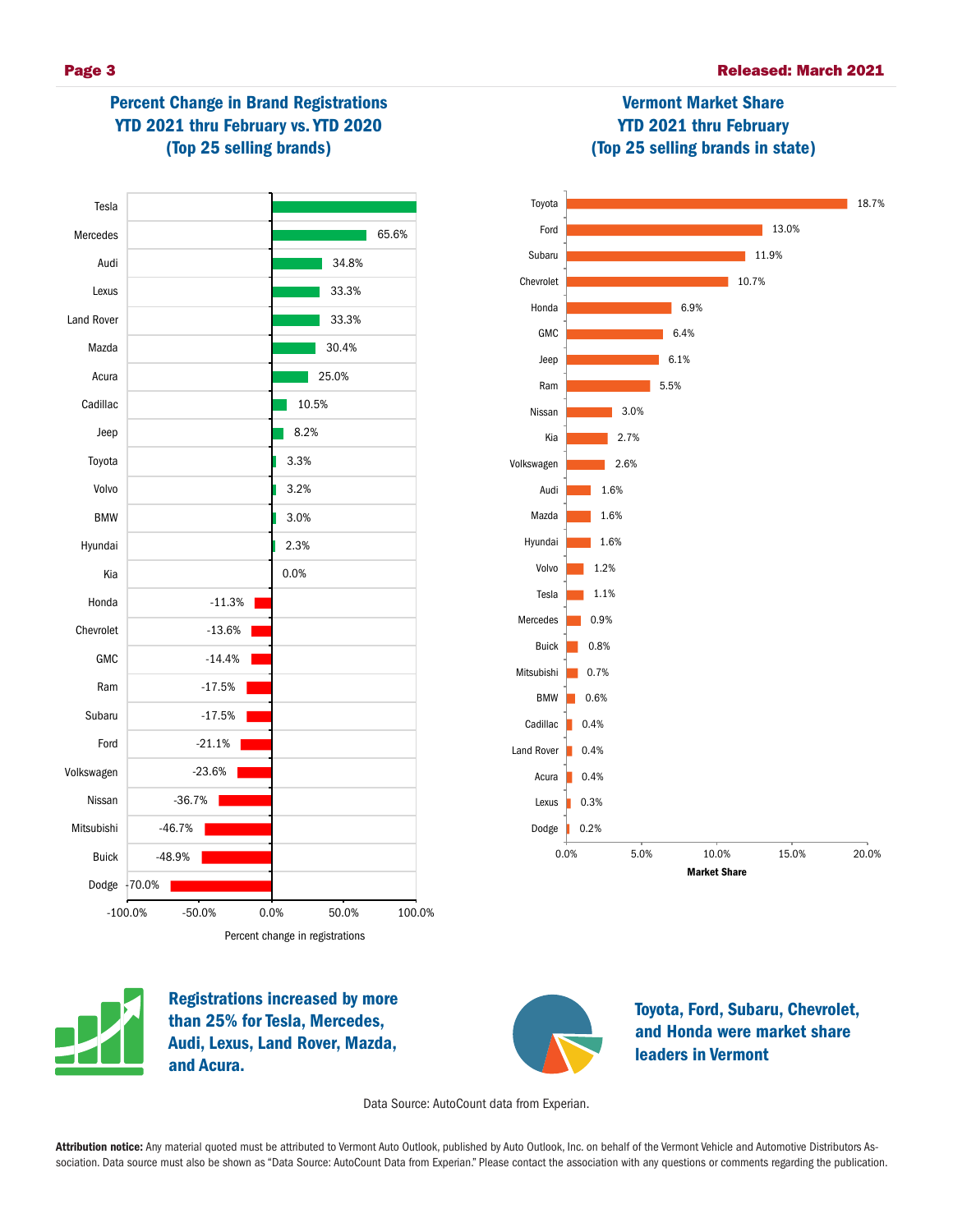## Percent Change in Brand Registrations YTD 2021 thru February vs. YTD 2020 (Top 25 selling brands)

| Brand | Percent change in registrations |
|---|---|
| Tesla | |
| Mercedes | 65.6% |
| Audi | 34.8% |
| Lexus | 33.3% |
| Land Rover | 33.3% |
| Mazda | 30.4% |
| Acura | 25.0% |
| Cadillac | 10.5% |
| Jeep | 8.2% |
| Toyota | 3.3% |
| Volvo | 3.2% |
| BMW | 3.0% |
| Hyundai | 2.3% |
| Kia | 0.0% |
| Honda | -11.3% |
| Chevrolet | -13.6% |
| GMC | -14.4% |
| Ram | -17.5% |
| Subaru | -17.5% |
| Ford | -21.1% |
| Volkswagen | -23.6% |
| Nissan | -36.7% |
| Mitsubishi | -46.7% |
| Buick | -48.9% |
| Dodge | -70.0% |

## Vermont Market Share YTD 2021 thru February (Top 25 selling brands in state)

| Brand | Market Share |
|---|---|
| Toyota | 18.7% |
| Ford | 13.0% |
| Subaru | 11.9% |
| Chevrolet | 10.7% |
| Honda | 6.9% |
| GMC | 6.4% |
| Jeep | 6.1% |
| Ram | 5.5% |
| Nissan | 3.0% |
| Kia | 2.7% |
| Volkswagen | 2.6% |
| Audi | 1.6% |
| Mazda | 1.6% |
| Hyundai | 1.6% |
| Volvo | 1.2% |
| Tesla | 1.1% |
| Mercedes | 0.9% |
| Buick | 0.8% |
| Mitsubishi | 0.7% |
| BMW | 0.6% |
| Cadillac | 0.4% |
| Land Rover | 0.4% |
| Acura | 0.4% |
| Lexus | 0.3% |
| Dodge | 0.2% |

**Registrations increased by more than 25% for Tesla, Mercedes, Audi, Lexus, Land Rover, Mazda, and Acura.**

**Toyota, Ford, Subaru, Chevrolet, and Honda were market share leaders in Vermont**

Data Source: AutoCount data from Experian.

**Attribution notice:** Any material quoted must be attributed to Vermont Auto Outlook, published by Auto Outlook, Inc. on behalf of the Vermont Vehicle and Automotive Distributors Association. Data source must also be shown as "Data Source: AutoCount Data from Experian." Please contact the association with any questions or comments regarding the publication.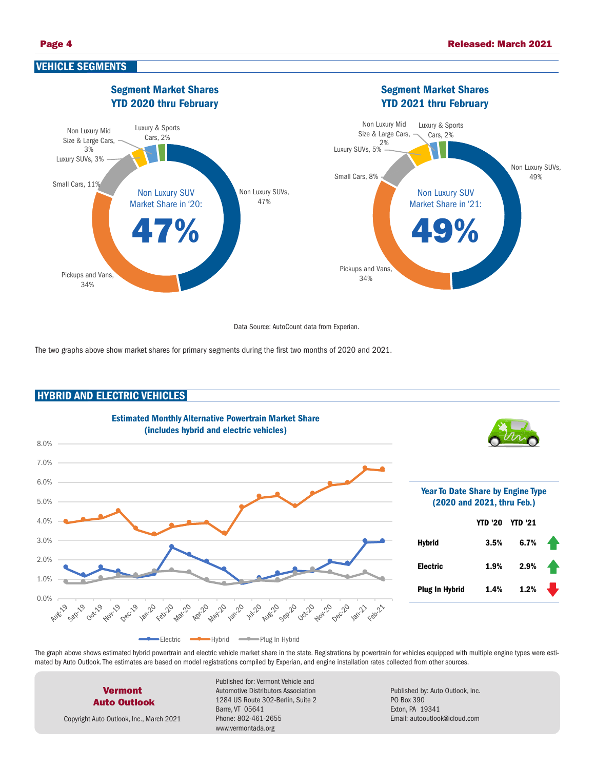## VEHICLE SEGMENTS

**Segment Market Shares YTD 2020 thru February**

Non Luxury Mid Size & Large Cars, 3%
Luxury & Sports Cars, 2%
Luxury SUVs, 3%
Small Cars, 11%
Non Luxury SUVs, 47%
Pickups and Vans, 34%

Non Luxury SUV Market Share in '20:
47%

**Segment Market Shares YTD 2021 thru February**

Non Luxury Mid Size & Large Cars, 2%
Luxury & Sports Cars, 2%
Luxury SUVs, 5%
Small Cars, 8%
Non Luxury SUVs, 49%
Pickups and Vans, 34%

Non Luxury SUV Market Share in '21:
49%

Data Source: AutoCount data from Experian.

The two graphs above show market shares for primary segments during the first two months of 2020 and 2021.

## HYBRID AND ELECTRIC VEHICLES

**Estimated Monthly Alternative Powertrain Market Share (includes hybrid and electric vehicles)**

8.0%
7.0%
6.0%
5.0%
4.0%
3.0%
2.0%
1.0%
0.0%

Aug-19, Sep-19, Oct-19, Nov-19, Dec-19, Jan-20, Feb-20, Mar-20, Apr-20, May-20, Jun-20, Jul-20, Aug-20, Sep-20, Oct-20, Nov-20, Dec-20, Jan-21, Feb-21

Electric, Hybrid, Plug In Hybrid

**Year To Date Share by Engine Type (2020 and 2021, thru Feb.)**

| | YTD '20 | YTD '21 |
|---|---|---|
| Hybrid | 3.5% | 6.7% |
| Electric | 1.9% | 2.9% |
| Plug In Hybrid | 1.4% | 1.2% |

The graph above shows estimated hybrid powertrain and electric vehicle market share in the state. Registrations by powertrain for vehicles equipped with multiple engine types were estimated by Auto Outlook. The estimates are based on model registrations compiled by Experian, and engine installation rates collected from other sources.

**Vermont Auto Outlook**

Copyright Auto Outlook, Inc., March 2021

Published for: Vermont Vehicle and Automotive Distributors Association
1284 US Route 302-Berlin, Suite 2
Barre, VT 05641
Phone: 802-461-2655
www.vermontada.org

Published by: Auto Outlook, Inc.
PO Box 390
Exton, PA 19341
Email: autooutlook@icloud.com